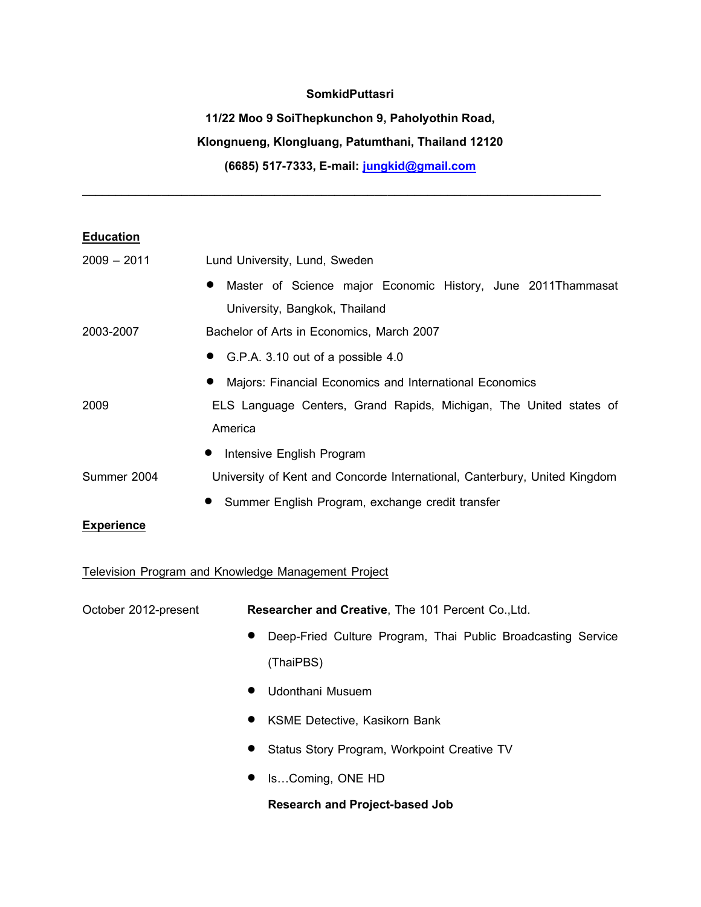**SomkidPuttasri**

**11/22 Moo 9 SoiThepkunchon 9, Paholyothin Road,**

**Klongnueng, Klongluang, Patumthani, Thailand 12120**

**(6685) 517-7333, E-mail: [jungkid@gmail.com](mailto:jungkid@gmail.com)**

---

## Education

2009 – 2011 Lund University, Lund, Sweden

- Master of Science major Economic History, June 2011Thammasat University, Bangkok, Thailand

2003-2007 Bachelor of Arts in Economics, March 2007

- G.P.A. 3.10 out of a possible 4.0
- Majors: Financial Economics and International Economics

2009 ELS Language Centers, Grand Rapids, Michigan, The United states of America

- Intensive English Program

Summer 2004 University of Kent and Concorde International, Canterbury, United Kingdom

- Summer English Program, exchange credit transfer

## Experience

Television Program and Knowledge Management Project

October 2012-present **Researcher and Creative**, The 101 Percent Co.,Ltd.

- Deep-Fried Culture Program, Thai Public Broadcasting Service (ThaiPBS)
- Udonthani Musuem
- KSME Detective, Kasikorn Bank
- Status Story Program, Workpoint Creative TV
- Is…Coming, ONE HD

**Research and Project-based Job**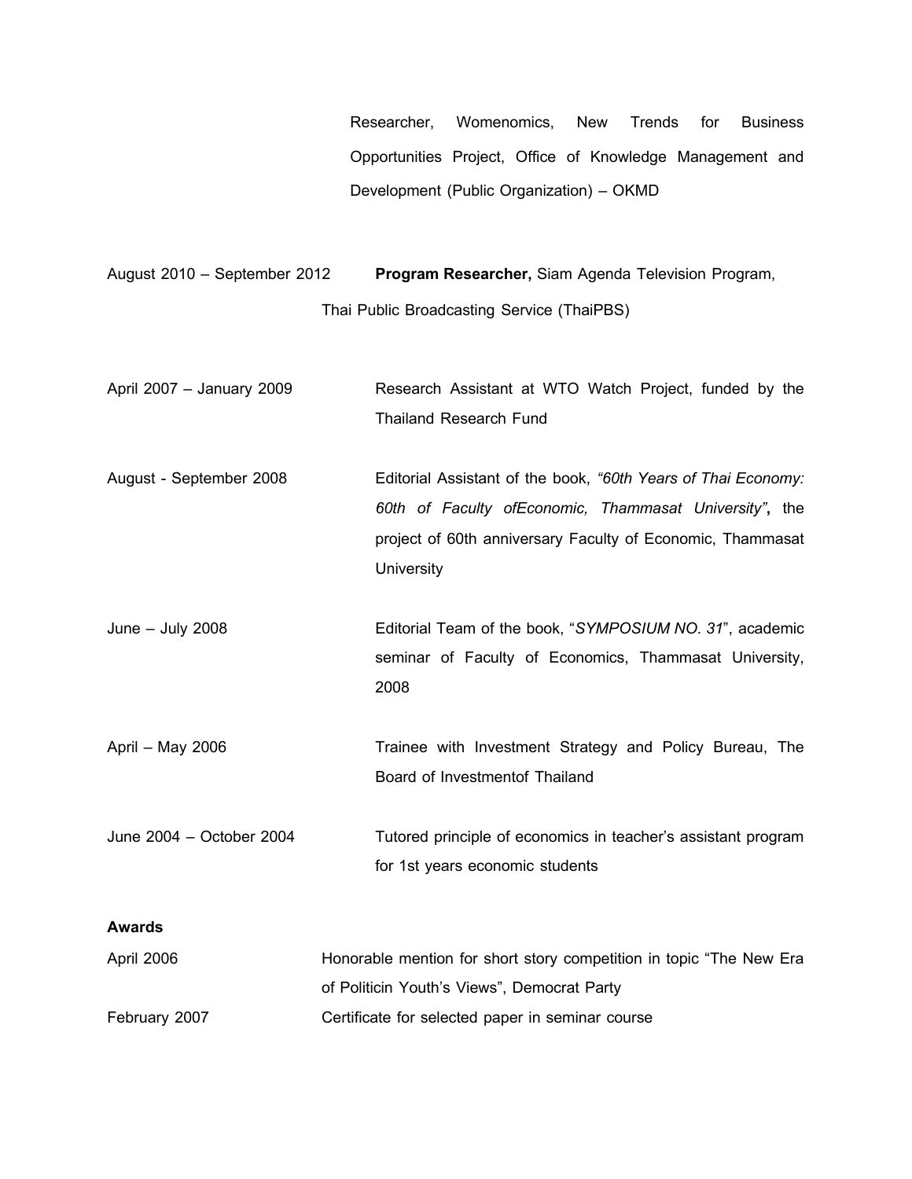Researcher, Womenomics, New Trends for Business Opportunities Project, Office of Knowledge Management and Development (Public Organization) – OKMD

August 2010 – September 2012 **Program Researcher,** Siam Agenda Television Program, Thai Public Broadcasting Service (ThaiPBS)

April 2007 – January 2009 Research Assistant at WTO Watch Project, funded by the Thailand Research Fund

August - September 2008 Editorial Assistant of the book, *"60th Years of Thai Economy: 60th of Faculty ofEconomic, Thammasat University"***,** the project of 60th anniversary Faculty of Economic, Thammasat University

June – July 2008 Editorial Team of the book, "*SYMPOSIUM NO. 31*", academic seminar of Faculty of Economics, Thammasat University, 2008

April – May 2006 Trainee with Investment Strategy and Policy Bureau, The Board of Investmentof Thailand

June 2004 – October 2004 Tutored principle of economics in teacher's assistant program for 1st years economic students

**Awards**

April 2006 Honorable mention for short story competition in topic "The New Era of Politicin Youth's Views", Democrat Party

February 2007 Certificate for selected paper in seminar course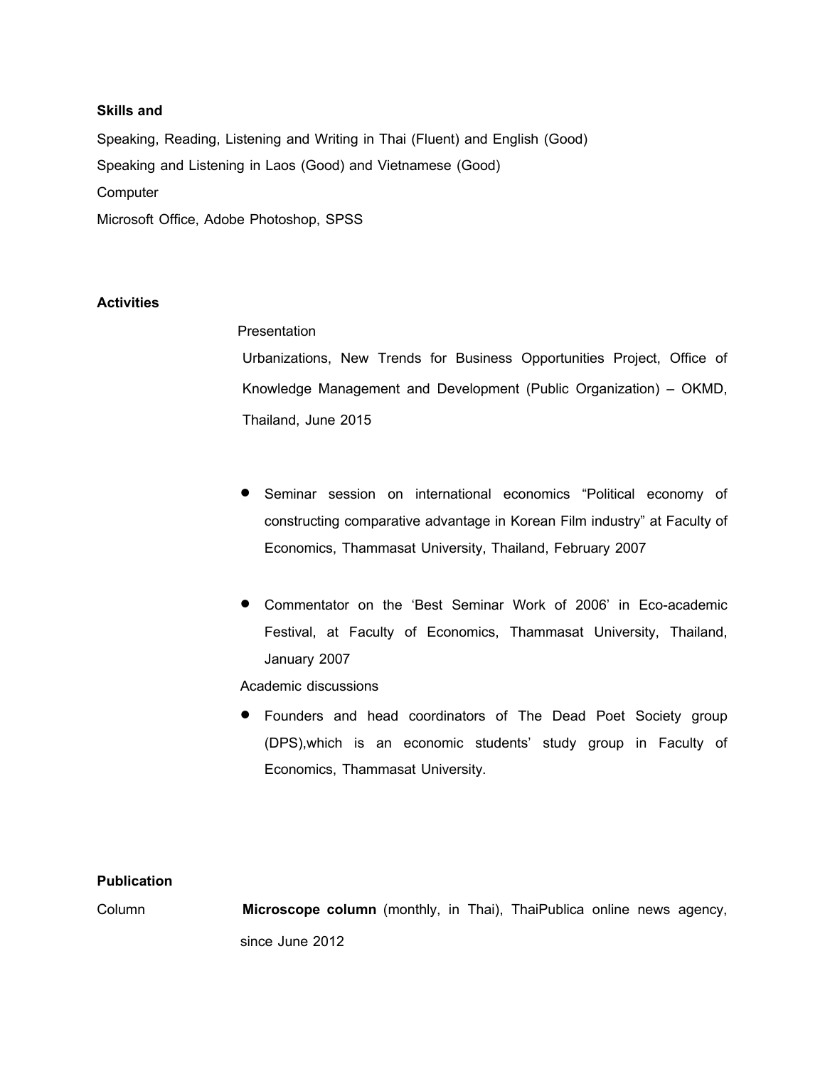**Skills and**

Speaking, Reading, Listening and Writing in Thai (Fluent) and English (Good)

Speaking and Listening in Laos (Good) and Vietnamese (Good)

Computer

Microsoft Office, Adobe Photoshop, SPSS

**Activities**

Presentation

Urbanizations, New Trends for Business Opportunities Project, Office of Knowledge Management and Development (Public Organization) – OKMD, Thailand, June 2015

- Seminar session on international economics "Political economy of constructing comparative advantage in Korean Film industry" at Faculty of Economics, Thammasat University, Thailand, February 2007
- Commentator on the 'Best Seminar Work of 2006' in Eco-academic Festival, at Faculty of Economics, Thammasat University, Thailand, January 2007

Academic discussions

- Founders and head coordinators of The Dead Poet Society group (DPS),which is an economic students' study group in Faculty of Economics, Thammasat University.

**Publication**

Column

**Microscope column** (monthly, in Thai), ThaiPublica online news agency, since June 2012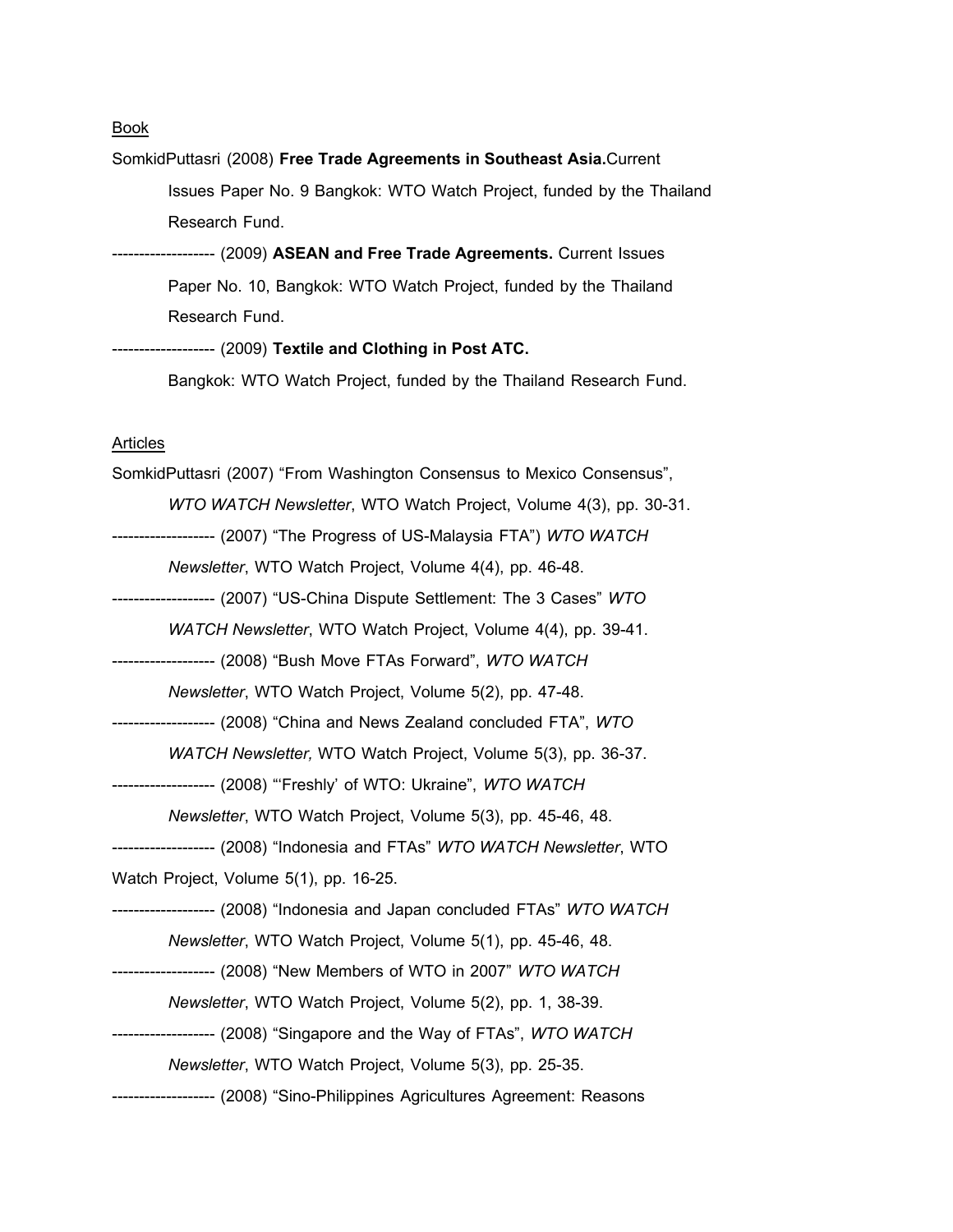Book

SomkidPuttasri (2008) **Free Trade Agreements in Southeast Asia.**Current Issues Paper No. 9 Bangkok: WTO Watch Project, funded by the Thailand Research Fund.

------------------- (2009) **ASEAN and Free Trade Agreements.** Current Issues Paper No. 10, Bangkok: WTO Watch Project, funded by the Thailand Research Fund.

------------------- (2009) **Textile and Clothing in Post ATC.** Bangkok: WTO Watch Project, funded by the Thailand Research Fund.

Articles

SomkidPuttasri (2007) "From Washington Consensus to Mexico Consensus", *WTO WATCH Newsletter*, WTO Watch Project, Volume 4(3), pp. 30-31.

------------------- (2007) "The Progress of US-Malaysia FTA") *WTO WATCH Newsletter*, WTO Watch Project, Volume 4(4), pp. 46-48.

------------------- (2007) "US-China Dispute Settlement: The 3 Cases" *WTO WATCH Newsletter*, WTO Watch Project, Volume 4(4), pp. 39-41.

------------------- (2008) "Bush Move FTAs Forward", *WTO WATCH Newsletter*, WTO Watch Project, Volume 5(2), pp. 47-48.

------------------- (2008) "China and News Zealand concluded FTA", *WTO WATCH Newsletter,* WTO Watch Project, Volume 5(3), pp. 36-37.

------------------- (2008) "'Freshly' of WTO: Ukraine", *WTO WATCH Newsletter*, WTO Watch Project, Volume 5(3), pp. 45-46, 48.

------------------- (2008) "Indonesia and FTAs" *WTO WATCH Newsletter*, WTO Watch Project, Volume 5(1), pp. 16-25.

------------------- (2008) "Indonesia and Japan concluded FTAs" *WTO WATCH Newsletter*, WTO Watch Project, Volume 5(1), pp. 45-46, 48.

------------------- (2008) "New Members of WTO in 2007" *WTO WATCH Newsletter*, WTO Watch Project, Volume 5(2), pp. 1, 38-39.

------------------- (2008) "Singapore and the Way of FTAs", *WTO WATCH Newsletter*, WTO Watch Project, Volume 5(3), pp. 25-35.

------------------- (2008) "Sino-Philippines Agricultures Agreement: Reasons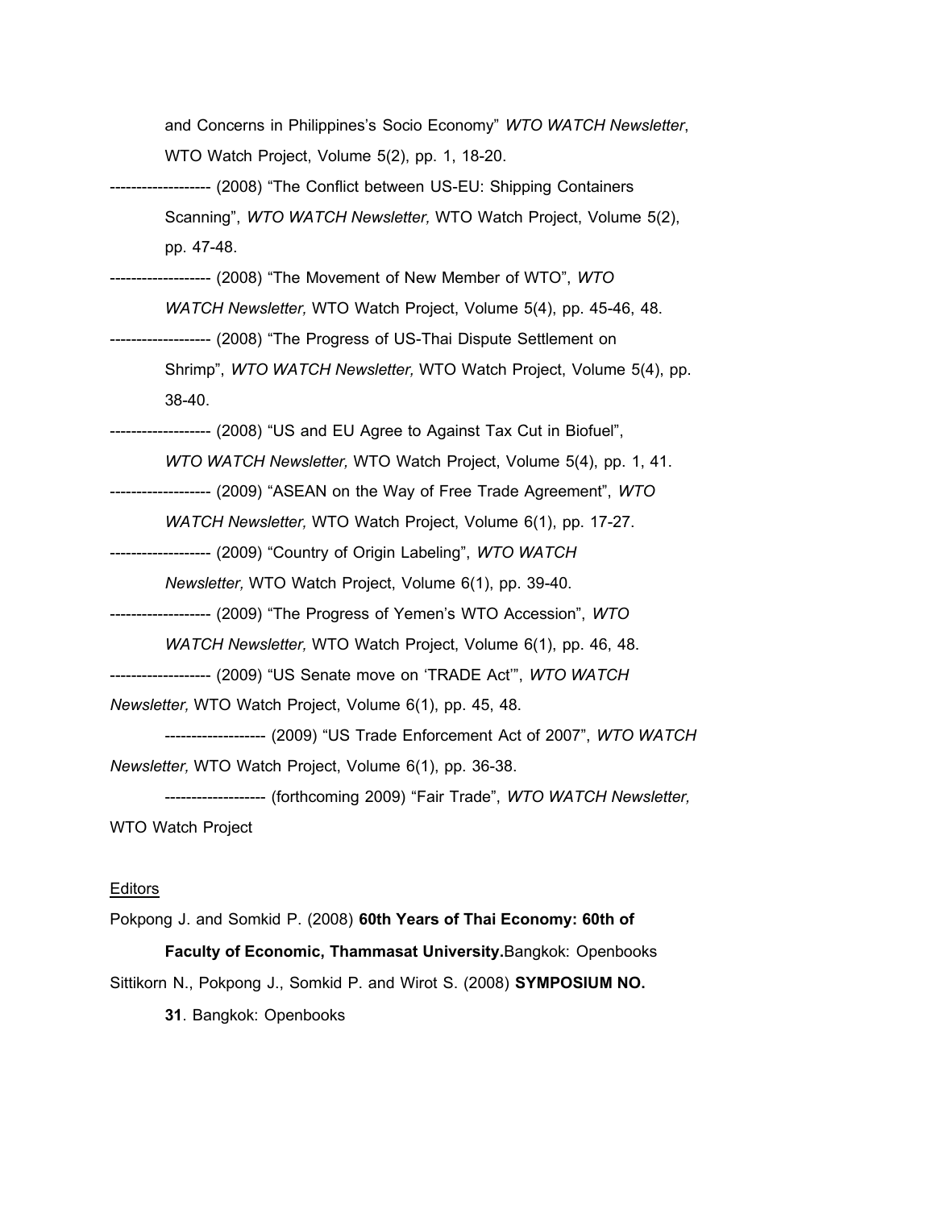and Concerns in Philippines's Socio Economy" *WTO WATCH Newsletter*, WTO Watch Project, Volume 5(2), pp. 1, 18-20.

------------------- (2008) "The Conflict between US-EU: Shipping Containers Scanning", *WTO WATCH Newsletter,* WTO Watch Project, Volume 5(2), pp. 47-48.

------------------- (2008) "The Movement of New Member of WTO", *WTO WATCH Newsletter,* WTO Watch Project, Volume 5(4), pp. 45-46, 48.

------------------- (2008) "The Progress of US-Thai Dispute Settlement on Shrimp", *WTO WATCH Newsletter,* WTO Watch Project, Volume 5(4), pp. 38-40.

------------------- (2008) "US and EU Agree to Against Tax Cut in Biofuel", *WTO WATCH Newsletter,* WTO Watch Project, Volume 5(4), pp. 1, 41.

------------------- (2009) "ASEAN on the Way of Free Trade Agreement", *WTO WATCH Newsletter,* WTO Watch Project, Volume 6(1), pp. 17-27.

------------------- (2009) "Country of Origin Labeling", *WTO WATCH Newsletter,* WTO Watch Project, Volume 6(1), pp. 39-40.

------------------- (2009) "The Progress of Yemen's WTO Accession", *WTO WATCH Newsletter,* WTO Watch Project, Volume 6(1), pp. 46, 48.

------------------- (2009) "US Senate move on 'TRADE Act'", *WTO WATCH Newsletter,* WTO Watch Project, Volume 6(1), pp. 45, 48.

------------------- (2009) "US Trade Enforcement Act of 2007", *WTO WATCH Newsletter,* WTO Watch Project, Volume 6(1), pp. 36-38.

------------------- (forthcoming 2009) "Fair Trade", *WTO WATCH Newsletter,* WTO Watch Project

Editors

Pokpong J. and Somkid P. (2008) **60th Years of Thai Economy: 60th of Faculty of Economic, Thammasat University.**Bangkok: Openbooks

Sittikorn N., Pokpong J., Somkid P. and Wirot S. (2008) **SYMPOSIUM NO. 31**. Bangkok: Openbooks